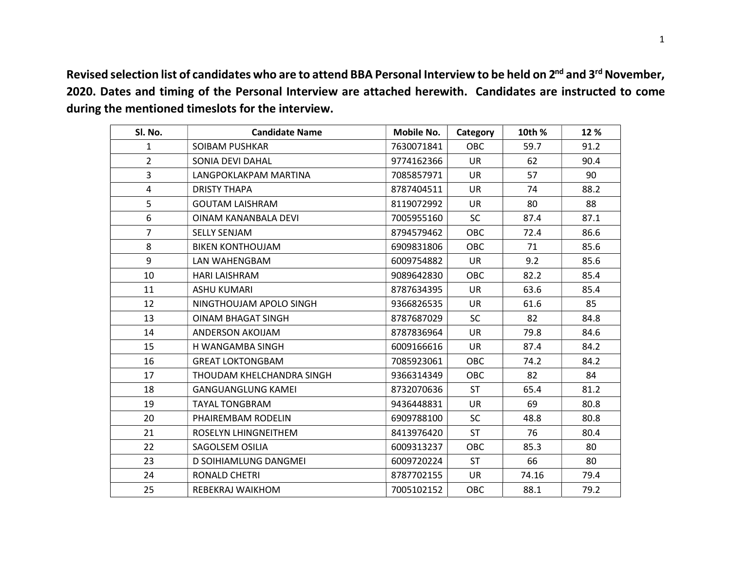**Revised selection list of candidates who are to attend BBA Personal Interview to be held on 2nd and 3rd November, 2020. Dates and timing of the Personal Interview are attached herewith. Candidates are instructed to come during the mentioned timeslots for the interview.**

| Sl. No. | Candidate Name | Mobile No. | Category | 10th % | 12 % |
|---|---|---|---|---|---|
| 1 | SOIBAM PUSHKAR | 7630071841 | OBC | 59.7 | 91.2 |
| 2 | SONIA DEVI DAHAL | 9774162366 | UR | 62 | 90.4 |
| 3 | LANGPOKLAKPAM MARTINA | 7085857971 | UR | 57 | 90 |
| 4 | DRISTY THAPA | 8787404511 | UR | 74 | 88.2 |
| 5 | GOUTAM LAISHRAM | 8119072992 | UR | 80 | 88 |
| 6 | OINAM KANANBALA DEVI | 7005955160 | SC | 87.4 | 87.1 |
| 7 | SELLY SENJAM | 8794579462 | OBC | 72.4 | 86.6 |
| 8 | BIKEN KONTHOUJAM | 6909831806 | OBC | 71 | 85.6 |
| 9 | LAN WAHENGBAM | 6009754882 | UR | 9.2 | 85.6 |
| 10 | HARI LAISHRAM | 9089642830 | OBC | 82.2 | 85.4 |
| 11 | ASHU KUMARI | 8787634395 | UR | 63.6 | 85.4 |
| 12 | NINGTHOUJAM APOLO SINGH | 9366826535 | UR | 61.6 | 85 |
| 13 | OINAM BHAGAT SINGH | 8787687029 | SC | 82 | 84.8 |
| 14 | ANDERSON AKOIJAM | 8787836964 | UR | 79.8 | 84.6 |
| 15 | H WANGAMBA SINGH | 6009166616 | UR | 87.4 | 84.2 |
| 16 | GREAT LOKTONGBAM | 7085923061 | OBC | 74.2 | 84.2 |
| 17 | THOUDAM KHELCHANDRA SINGH | 9366314349 | OBC | 82 | 84 |
| 18 | GANGUANGLUNG KAMEI | 8732070636 | ST | 65.4 | 81.2 |
| 19 | TAYAL TONGBRAM | 9436448831 | UR | 69 | 80.8 |
| 20 | PHAIREMBAM RODELIN | 6909788100 | SC | 48.8 | 80.8 |
| 21 | ROSELYN LHINGNEITHEM | 8413976420 | ST | 76 | 80.4 |
| 22 | SAGOLSEM OSILIA | 6009313237 | OBC | 85.3 | 80 |
| 23 | D SOIHIAMLUNG DANGMEI | 6009720224 | ST | 66 | 80 |
| 24 | RONALD CHETRI | 8787702155 | UR | 74.16 | 79.4 |
| 25 | REBEKRAJ WAIKHOM | 7005102152 | OBC | 88.1 | 79.2 |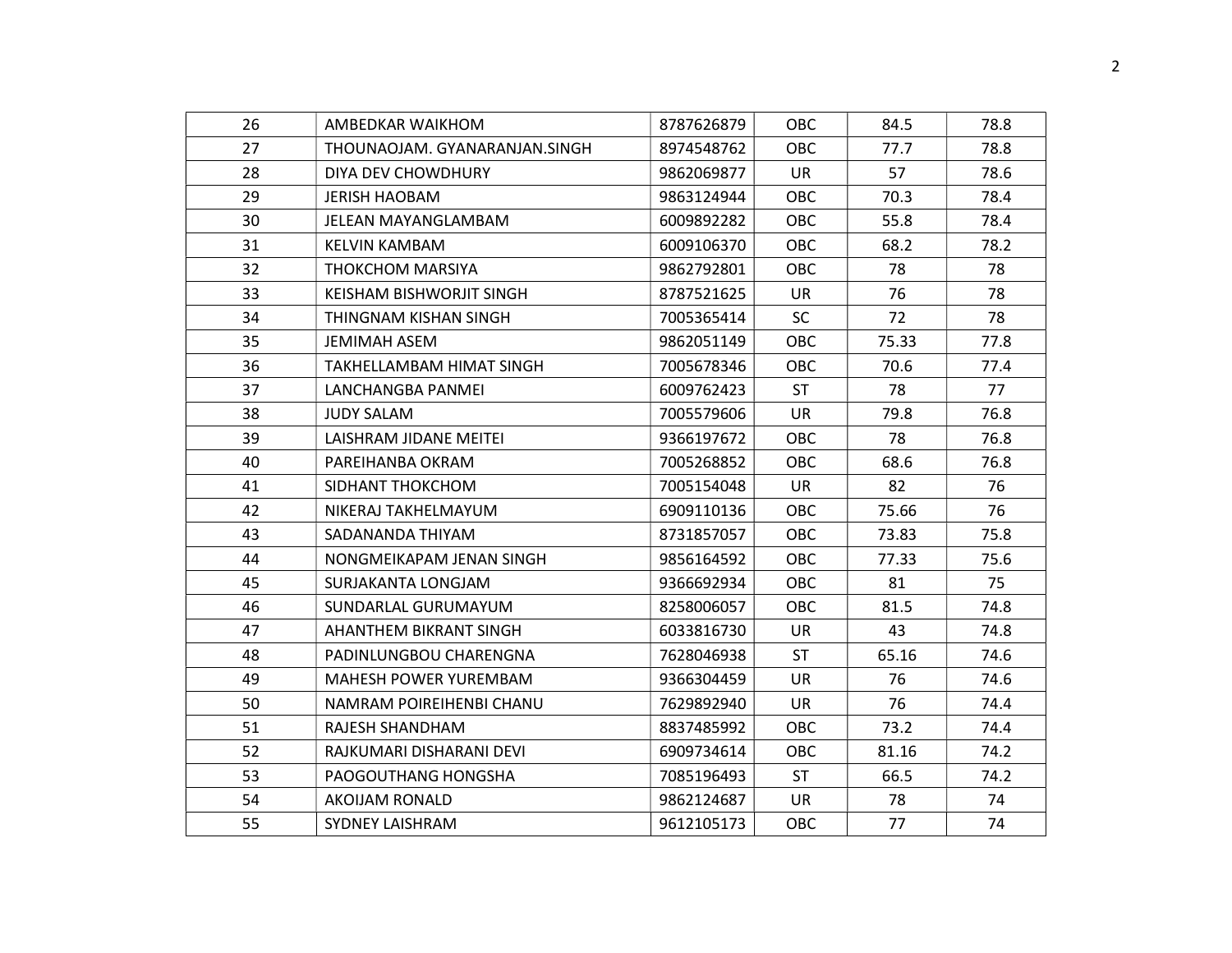| 26 | AMBEDKAR WAIKHOM | 8787626879 | OBC | 84.5 | 78.8 |
|---|---|---|---|---|---|
| 27 | THOUNAOJAM. GYANARANJAN.SINGH | 8974548762 | OBC | 77.7 | 78.8 |
| 28 | DIYA DEV CHOWDHURY | 9862069877 | UR | 57 | 78.6 |
| 29 | JERISH HAOBAM | 9863124944 | OBC | 70.3 | 78.4 |
| 30 | JELEAN MAYANGLAMBAM | 6009892282 | OBC | 55.8 | 78.4 |
| 31 | KELVIN KAMBAM | 6009106370 | OBC | 68.2 | 78.2 |
| 32 | THOKCHOM MARSIYA | 9862792801 | OBC | 78 | 78 |
| 33 | KEISHAM BISHWORJIT SINGH | 8787521625 | UR | 76 | 78 |
| 34 | THINGNAM KISHAN SINGH | 7005365414 | SC | 72 | 78 |
| 35 | JEMIMAH ASEM | 9862051149 | OBC | 75.33 | 77.8 |
| 36 | TAKHELLAMBAM HIMAT SINGH | 7005678346 | OBC | 70.6 | 77.4 |
| 37 | LANCHANGBA PANMEI | 6009762423 | ST | 78 | 77 |
| 38 | JUDY SALAM | 7005579606 | UR | 79.8 | 76.8 |
| 39 | LAISHRAM JIDANE MEITEI | 9366197672 | OBC | 78 | 76.8 |
| 40 | PAREIHANBA OKRAM | 7005268852 | OBC | 68.6 | 76.8 |
| 41 | SIDHANT THOKCHOM | 7005154048 | UR | 82 | 76 |
| 42 | NIKERAJ TAKHELMAYUM | 6909110136 | OBC | 75.66 | 76 |
| 43 | SADANANDA THIYAM | 8731857057 | OBC | 73.83 | 75.8 |
| 44 | NONGMEIKAPAM JENAN SINGH | 9856164592 | OBC | 77.33 | 75.6 |
| 45 | SURJAKANTA LONGJAM | 9366692934 | OBC | 81 | 75 |
| 46 | SUNDARLAL GURUMAYUM | 8258006057 | OBC | 81.5 | 74.8 |
| 47 | AHANTHEM BIKRANT SINGH | 6033816730 | UR | 43 | 74.8 |
| 48 | PADINLUNGBOU CHARENGNA | 7628046938 | ST | 65.16 | 74.6 |
| 49 | MAHESH POWER YUREMBAM | 9366304459 | UR | 76 | 74.6 |
| 50 | NAMRAM POIREIHENBI CHANU | 7629892940 | UR | 76 | 74.4 |
| 51 | RAJESH SHANDHAM | 8837485992 | OBC | 73.2 | 74.4 |
| 52 | RAJKUMARI DISHARANI DEVI | 6909734614 | OBC | 81.16 | 74.2 |
| 53 | PAOGOUTHANG HONGSHA | 7085196493 | ST | 66.5 | 74.2 |
| 54 | AKOIJAM RONALD | 9862124687 | UR | 78 | 74 |
| 55 | SYDNEY LAISHRAM | 9612105173 | OBC | 77 | 74 |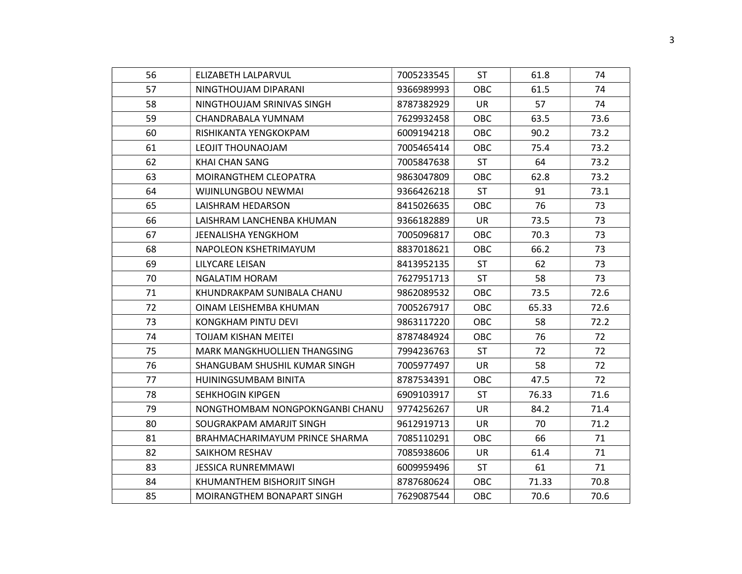| 56 | ELIZABETH LALPARVUL | 7005233545 | ST | 61.8 | 74 |
|---|---|---|---|---|---|
| 57 | NINGTHOUJAM DIPARANI | 9366989993 | OBC | 61.5 | 74 |
| 58 | NINGTHOUJAM SRINIVAS SINGH | 8787382929 | UR | 57 | 74 |
| 59 | CHANDRABALA YUMNAM | 7629932458 | OBC | 63.5 | 73.6 |
| 60 | RISHIKANTA YENGKOKPAM | 6009194218 | OBC | 90.2 | 73.2 |
| 61 | LEOJIT THOUNAOJAM | 7005465414 | OBC | 75.4 | 73.2 |
| 62 | KHAI CHAN SANG | 7005847638 | ST | 64 | 73.2 |
| 63 | MOIRANGTHEM CLEOPATRA | 9863047809 | OBC | 62.8 | 73.2 |
| 64 | WIJINLUNGBOU NEWMAI | 9366426218 | ST | 91 | 73.1 |
| 65 | LAISHRAM HEDARSON | 8415026635 | OBC | 76 | 73 |
| 66 | LAISHRAM LANCHENBA KHUMAN | 9366182889 | UR | 73.5 | 73 |
| 67 | JEENALISHA YENGKHOM | 7005096817 | OBC | 70.3 | 73 |
| 68 | NAPOLEON KSHETRIMAYUM | 8837018621 | OBC | 66.2 | 73 |
| 69 | LILYCARE LEISAN | 8413952135 | ST | 62 | 73 |
| 70 | NGALATIM HORAM | 7627951713 | ST | 58 | 73 |
| 71 | KHUNDRAKPAM SUNIBALA CHANU | 9862089532 | OBC | 73.5 | 72.6 |
| 72 | OINAM LEISHEMBA KHUMAN | 7005267917 | OBC | 65.33 | 72.6 |
| 73 | KONGKHAM PINTU DEVI | 9863117220 | OBC | 58 | 72.2 |
| 74 | TOIJAM KISHAN MEITEI | 8787484924 | OBC | 76 | 72 |
| 75 | MARK MANGKHUOLLIEN THANGSING | 7994236763 | ST | 72 | 72 |
| 76 | SHANGUBAM SHUSHIL KUMAR SINGH | 7005977497 | UR | 58 | 72 |
| 77 | HUININGSUMBAM BINITA | 8787534391 | OBC | 47.5 | 72 |
| 78 | SEHKHOGIN KIPGEN | 6909103917 | ST | 76.33 | 71.6 |
| 79 | NONGTHOMBAM NONGPOKNGANBI CHANU | 9774256267 | UR | 84.2 | 71.4 |
| 80 | SOUGRAKPAM AMARJIT SINGH | 9612919713 | UR | 70 | 71.2 |
| 81 | BRAHMACHARIMAYUM PRINCE SHARMA | 7085110291 | OBC | 66 | 71 |
| 82 | SAIKHOM RESHAV | 7085938606 | UR | 61.4 | 71 |
| 83 | JESSICA RUNREMMAWI | 6009959496 | ST | 61 | 71 |
| 84 | KHUMANTHEM BISHORJIT SINGH | 8787680624 | OBC | 71.33 | 70.8 |
| 85 | MOIRANGTHEM BONAPART SINGH | 7629087544 | OBC | 70.6 | 70.6 |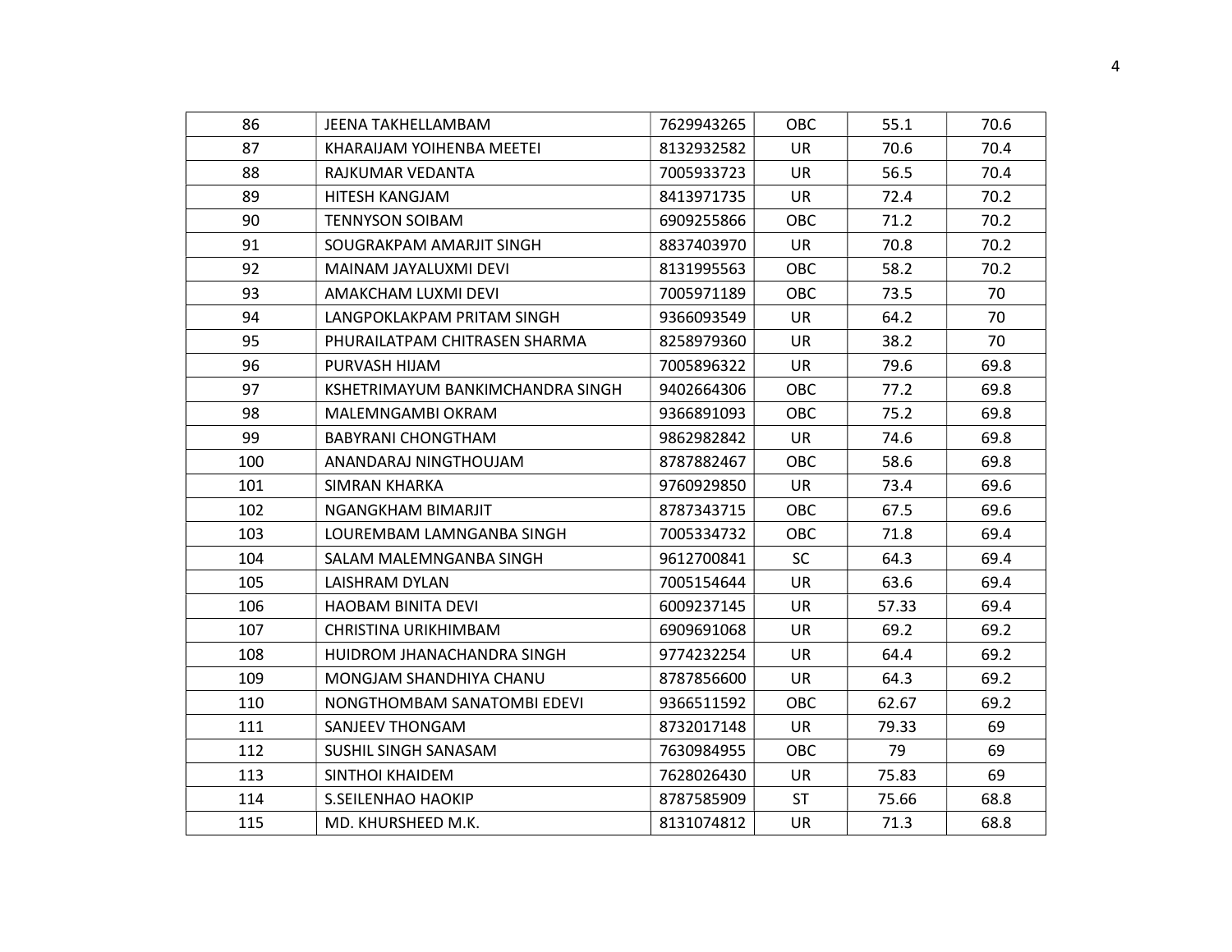| 86 | JEENA TAKHELLAMBAM | 7629943265 | OBC | 55.1 | 70.6 |
|---|---|---|---|---|---|
| 87 | KHARAIJAM YOIHENBA MEETEI | 8132932582 | UR | 70.6 | 70.4 |
| 88 | RAJKUMAR VEDANTA | 7005933723 | UR | 56.5 | 70.4 |
| 89 | HITESH KANGJAM | 8413971735 | UR | 72.4 | 70.2 |
| 90 | TENNYSON SOIBAM | 6909255866 | OBC | 71.2 | 70.2 |
| 91 | SOUGRAKPAM AMARJIT SINGH | 8837403970 | UR | 70.8 | 70.2 |
| 92 | MAINAM JAYALUXMI DEVI | 8131995563 | OBC | 58.2 | 70.2 |
| 93 | AMAKCHAM LUXMI DEVI | 7005971189 | OBC | 73.5 | 70 |
| 94 | LANGPOKLAKPAM PRITAM SINGH | 9366093549 | UR | 64.2 | 70 |
| 95 | PHURAILATPAM CHITRASEN SHARMA | 8258979360 | UR | 38.2 | 70 |
| 96 | PURVASH HIJAM | 7005896322 | UR | 79.6 | 69.8 |
| 97 | KSHETRIMAYUM BANKIMCHANDRA SINGH | 9402664306 | OBC | 77.2 | 69.8 |
| 98 | MALEMNGAMBI OKRAM | 9366891093 | OBC | 75.2 | 69.8 |
| 99 | BABYRANI CHONGTHAM | 9862982842 | UR | 74.6 | 69.8 |
| 100 | ANANDARAJ NINGTHOUJAM | 8787882467 | OBC | 58.6 | 69.8 |
| 101 | SIMRAN KHARKA | 9760929850 | UR | 73.4 | 69.6 |
| 102 | NGANGKHAM BIMARJIT | 8787343715 | OBC | 67.5 | 69.6 |
| 103 | LOUREMBAM LAMNGANBA SINGH | 7005334732 | OBC | 71.8 | 69.4 |
| 104 | SALAM MALEMNGANBA SINGH | 9612700841 | SC | 64.3 | 69.4 |
| 105 | LAISHRAM DYLAN | 7005154644 | UR | 63.6 | 69.4 |
| 106 | HAOBAM BINITA DEVI | 6009237145 | UR | 57.33 | 69.4 |
| 107 | CHRISTINA URIKHIMBAM | 6909691068 | UR | 69.2 | 69.2 |
| 108 | HUIDROM JHANACHANDRA SINGH | 9774232254 | UR | 64.4 | 69.2 |
| 109 | MONGJAM SHANDHIYA CHANU | 8787856600 | UR | 64.3 | 69.2 |
| 110 | NONGTHOMBAM SANATOMBI EDEVI | 9366511592 | OBC | 62.67 | 69.2 |
| 111 | SANJEEV THONGAM | 8732017148 | UR | 79.33 | 69 |
| 112 | SUSHIL SINGH SANASAM | 7630984955 | OBC | 79 | 69 |
| 113 | SINTHOI KHAIDEM | 7628026430 | UR | 75.83 | 69 |
| 114 | S.SEILENHAO HAOKIP | 8787585909 | ST | 75.66 | 68.8 |
| 115 | MD. KHURSHEED M.K. | 8131074812 | UR | 71.3 | 68.8 |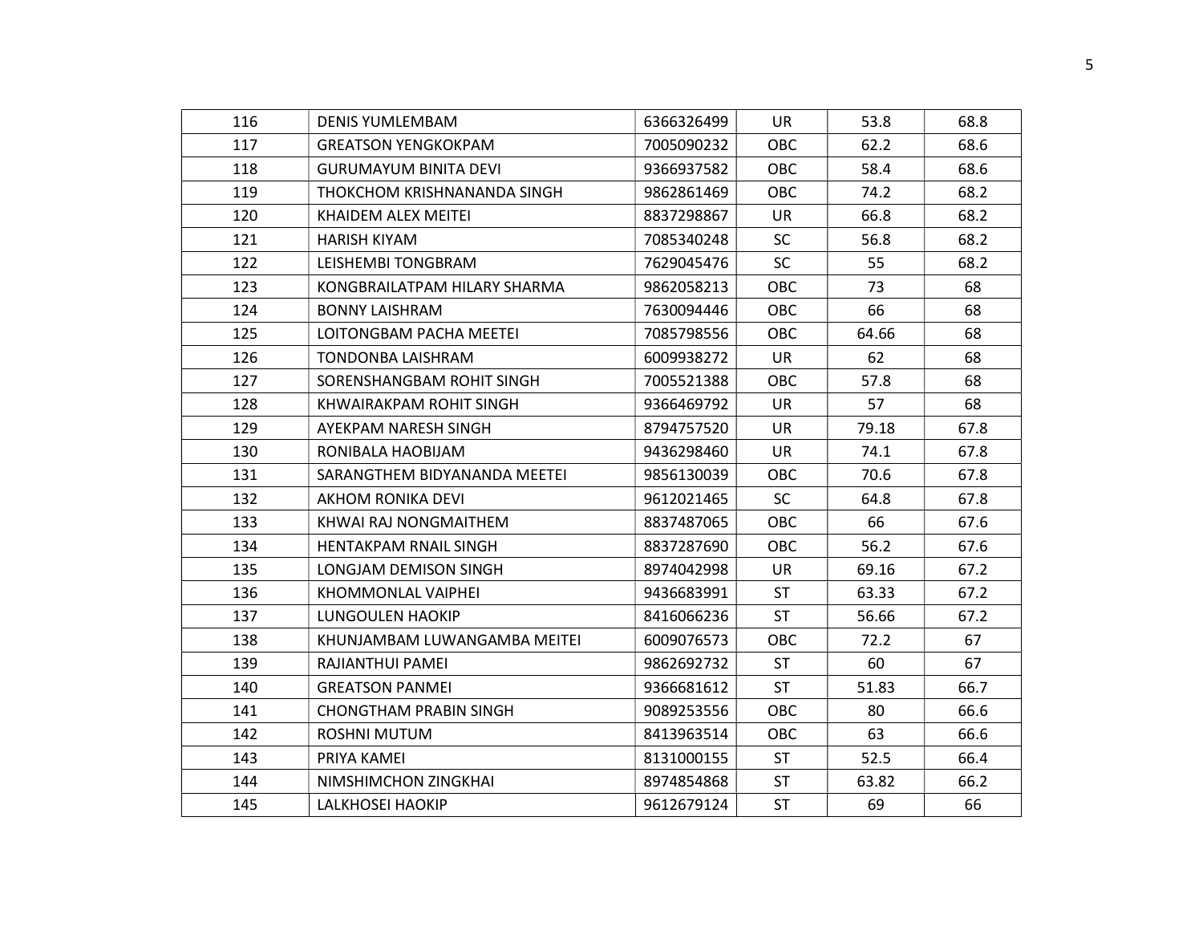| 116 | DENIS YUMLEMBAM | 6366326499 | UR | 53.8 | 68.8 |
|---|---|---|---|---|---|
| 117 | GREATSON YENGKOKPAM | 7005090232 | OBC | 62.2 | 68.6 |
| 118 | GURUMAYUM BINITA DEVI | 9366937582 | OBC | 58.4 | 68.6 |
| 119 | THOKCHOM KRISHNANANDA SINGH | 9862861469 | OBC | 74.2 | 68.2 |
| 120 | KHAIDEM ALEX MEITEI | 8837298867 | UR | 66.8 | 68.2 |
| 121 | HARISH KIYAM | 7085340248 | SC | 56.8 | 68.2 |
| 122 | LEISHEMBI TONGBRAM | 7629045476 | SC | 55 | 68.2 |
| 123 | KONGBRAILATPAM HILARY SHARMA | 9862058213 | OBC | 73 | 68 |
| 124 | BONNY LAISHRAM | 7630094446 | OBC | 66 | 68 |
| 125 | LOITONGBAM PACHA MEETEI | 7085798556 | OBC | 64.66 | 68 |
| 126 | TONDONBA LAISHRAM | 6009938272 | UR | 62 | 68 |
| 127 | SORENSHANGBAM ROHIT SINGH | 7005521388 | OBC | 57.8 | 68 |
| 128 | KHWAIRAKPAM ROHIT SINGH | 9366469792 | UR | 57 | 68 |
| 129 | AYEKPAM NARESH SINGH | 8794757520 | UR | 79.18 | 67.8 |
| 130 | RONIBALA HAOBIJAM | 9436298460 | UR | 74.1 | 67.8 |
| 131 | SARANGTHEM BIDYANANDA MEETEI | 9856130039 | OBC | 70.6 | 67.8 |
| 132 | AKHOM RONIKA DEVI | 9612021465 | SC | 64.8 | 67.8 |
| 133 | KHWAI RAJ NONGMAITHEM | 8837487065 | OBC | 66 | 67.6 |
| 134 | HENTAKPAM RNAIL SINGH | 8837287690 | OBC | 56.2 | 67.6 |
| 135 | LONGJAM DEMISON SINGH | 8974042998 | UR | 69.16 | 67.2 |
| 136 | KHOMMONLAL VAIPHEI | 9436683991 | ST | 63.33 | 67.2 |
| 137 | LUNGOULEN HAOKIP | 8416066236 | ST | 56.66 | 67.2 |
| 138 | KHUNJAMBAM LUWANGAMBA MEITEI | 6009076573 | OBC | 72.2 | 67 |
| 139 | RAJIANTHUI PAMEI | 9862692732 | ST | 60 | 67 |
| 140 | GREATSON PANMEI | 9366681612 | ST | 51.83 | 66.7 |
| 141 | CHONGTHAM PRABIN SINGH | 9089253556 | OBC | 80 | 66.6 |
| 142 | ROSHNI MUTUM | 8413963514 | OBC | 63 | 66.6 |
| 143 | PRIYA KAMEI | 8131000155 | ST | 52.5 | 66.4 |
| 144 | NIMSHIMCHON ZINGKHAI | 8974854868 | ST | 63.82 | 66.2 |
| 145 | LALKHOSEI HAOKIP | 9612679124 | ST | 69 | 66 |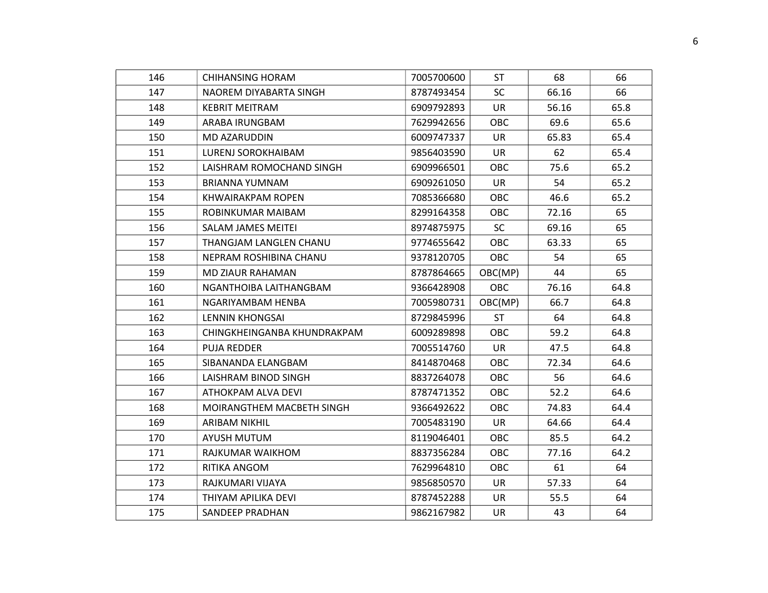| | | | | | |
|---|---|---|---|---|---|
| 146 | CHIHANSING HORAM | 7005700600 | ST | 68 | 66 |
| 147 | NAOREM DIYABARTA SINGH | 8787493454 | SC | 66.16 | 66 |
| 148 | KEBRIT MEITRAM | 6909792893 | UR | 56.16 | 65.8 |
| 149 | ARABA IRUNGBAM | 7629942656 | OBC | 69.6 | 65.6 |
| 150 | MD AZARUDDIN | 6009747337 | UR | 65.83 | 65.4 |
| 151 | LURENJ SOROKHAIBAM | 9856403590 | UR | 62 | 65.4 |
| 152 | LAISHRAM ROMOCHAND SINGH | 6909966501 | OBC | 75.6 | 65.2 |
| 153 | BRIANNA YUMNAM | 6909261050 | UR | 54 | 65.2 |
| 154 | KHWAIRAKPAM ROPEN | 7085366680 | OBC | 46.6 | 65.2 |
| 155 | ROBINKUMAR MAIBAM | 8299164358 | OBC | 72.16 | 65 |
| 156 | SALAM JAMES MEITEI | 8974875975 | SC | 69.16 | 65 |
| 157 | THANGJAM LANGLEN CHANU | 9774655642 | OBC | 63.33 | 65 |
| 158 | NEPRAM ROSHIBINA CHANU | 9378120705 | OBC | 54 | 65 |
| 159 | MD ZIAUR RAHAMAN | 8787864665 | OBC(MP) | 44 | 65 |
| 160 | NGANTHOIBA LAITHANGBAM | 9366428908 | OBC | 76.16 | 64.8 |
| 161 | NGARIYAMBAM HENBA | 7005980731 | OBC(MP) | 66.7 | 64.8 |
| 162 | LENNIN KHONGSAI | 8729845996 | ST | 64 | 64.8 |
| 163 | CHINGKHEINGANBA KHUNDRAKPAM | 6009289898 | OBC | 59.2 | 64.8 |
| 164 | PUJA REDDER | 7005514760 | UR | 47.5 | 64.8 |
| 165 | SIBANANDA ELANGBAM | 8414870468 | OBC | 72.34 | 64.6 |
| 166 | LAISHRAM BINOD SINGH | 8837264078 | OBC | 56 | 64.6 |
| 167 | ATHOKPAM ALVA DEVI | 8787471352 | OBC | 52.2 | 64.6 |
| 168 | MOIRANGTHEM MACBETH SINGH | 9366492622 | OBC | 74.83 | 64.4 |
| 169 | ARIBAM NIKHIL | 7005483190 | UR | 64.66 | 64.4 |
| 170 | AYUSH MUTUM | 8119046401 | OBC | 85.5 | 64.2 |
| 171 | RAJKUMAR WAIKHOM | 8837356284 | OBC | 77.16 | 64.2 |
| 172 | RITIKA ANGOM | 7629964810 | OBC | 61 | 64 |
| 173 | RAJKUMARI VIJAYA | 9856850570 | UR | 57.33 | 64 |
| 174 | THIYAM APILIKA DEVI | 8787452288 | UR | 55.5 | 64 |
| 175 | SANDEEP PRADHAN | 9862167982 | UR | 43 | 64 |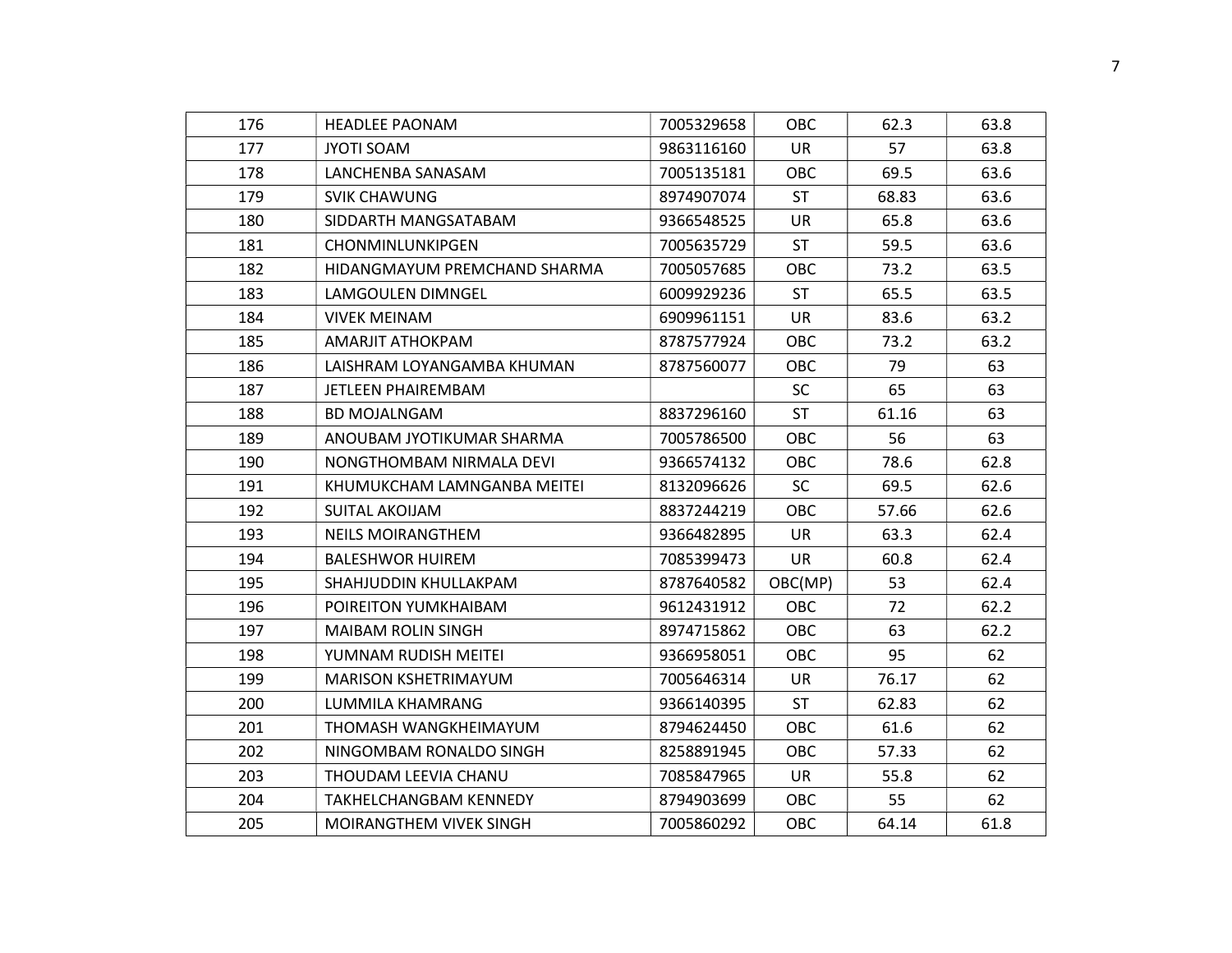| 176 | HEADLEE PAONAM | 7005329658 | OBC | 62.3 | 63.8 |
|---|---|---|---|---|---|
| 177 | JYOTI SOAM | 9863116160 | UR | 57 | 63.8 |
| 178 | LANCHENBA SANASAM | 7005135181 | OBC | 69.5 | 63.6 |
| 179 | SVIK CHAWUNG | 8974907074 | ST | 68.83 | 63.6 |
| 180 | SIDDARTH MANGSATABAM | 9366548525 | UR | 65.8 | 63.6 |
| 181 | CHONMINLUNKIPGEN | 7005635729 | ST | 59.5 | 63.6 |
| 182 | HIDANGMAYUM PREMCHAND SHARMA | 7005057685 | OBC | 73.2 | 63.5 |
| 183 | LAMGOULEN DIMNGEL | 6009929236 | ST | 65.5 | 63.5 |
| 184 | VIVEK MEINAM | 6909961151 | UR | 83.6 | 63.2 |
| 185 | AMARJIT ATHOKPAM | 8787577924 | OBC | 73.2 | 63.2 |
| 186 | LAISHRAM LOYANGAMBA KHUMAN | 8787560077 | OBC | 79 | 63 |
| 187 | JETLEEN PHAIREMBAM | | SC | 65 | 63 |
| 188 | BD MOJALNGAM | 8837296160 | ST | 61.16 | 63 |
| 189 | ANOUBAM JYOTIKUMAR SHARMA | 7005786500 | OBC | 56 | 63 |
| 190 | NONGTHOMBAM NIRMALA DEVI | 9366574132 | OBC | 78.6 | 62.8 |
| 191 | KHUMUKCHAM LAMNGANBA MEITEI | 8132096626 | SC | 69.5 | 62.6 |
| 192 | SUITAL AKOIJAM | 8837244219 | OBC | 57.66 | 62.6 |
| 193 | NEILS MOIRANGTHEM | 9366482895 | UR | 63.3 | 62.4 |
| 194 | BALESHWOR HUIREM | 7085399473 | UR | 60.8 | 62.4 |
| 195 | SHAHJUDDIN KHULLAKPAM | 8787640582 | OBC(MP) | 53 | 62.4 |
| 196 | POIREITON YUMKHAIBAM | 9612431912 | OBC | 72 | 62.2 |
| 197 | MAIBAM ROLIN SINGH | 8974715862 | OBC | 63 | 62.2 |
| 198 | YUMNAM RUDISH MEITEI | 9366958051 | OBC | 95 | 62 |
| 199 | MARISON KSHETRIMAYUM | 7005646314 | UR | 76.17 | 62 |
| 200 | LUMMILA KHAMRANG | 9366140395 | ST | 62.83 | 62 |
| 201 | THOMASH WANGKHEIMAYUM | 8794624450 | OBC | 61.6 | 62 |
| 202 | NINGOMBAM RONALDO SINGH | 8258891945 | OBC | 57.33 | 62 |
| 203 | THOUDAM LEEVIA CHANU | 7085847965 | UR | 55.8 | 62 |
| 204 | TAKHELCHANGBAM KENNEDY | 8794903699 | OBC | 55 | 62 |
| 205 | MOIRANGTHEM VIVEK SINGH | 7005860292 | OBC | 64.14 | 61.8 |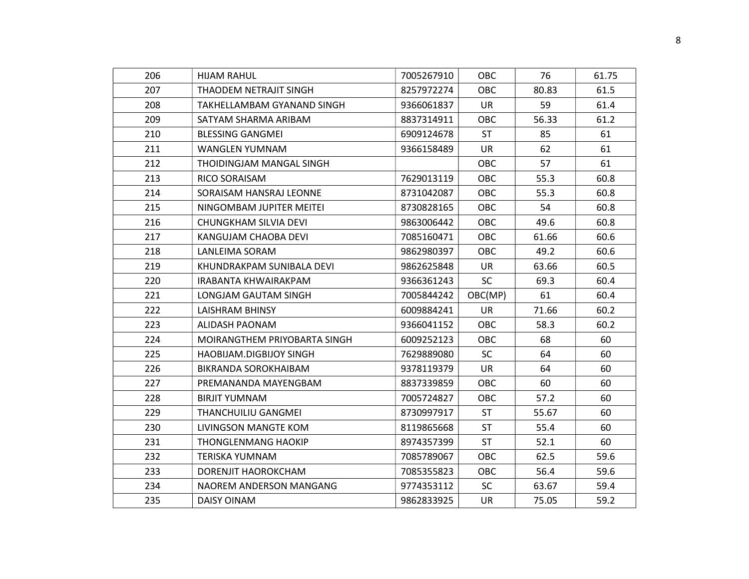| 206 | HIJAM RAHUL | 7005267910 | OBC | 76 | 61.75 |
|---|---|---|---|---|---|
| 207 | THAODEM NETRAJIT SINGH | 8257972274 | OBC | 80.83 | 61.5 |
| 208 | TAKHELLAMBAM GYANAND SINGH | 9366061837 | UR | 59 | 61.4 |
| 209 | SATYAM SHARMA ARIBAM | 8837314911 | OBC | 56.33 | 61.2 |
| 210 | BLESSING GANGMEI | 6909124678 | ST | 85 | 61 |
| 211 | WANGLEN YUMNAM | 9366158489 | UR | 62 | 61 |
| 212 | THOIDINGJAM MANGAL SINGH | | OBC | 57 | 61 |
| 213 | RICO SORAISAM | 7629013119 | OBC | 55.3 | 60.8 |
| 214 | SORAISAM HANSRAJ LEONNE | 8731042087 | OBC | 55.3 | 60.8 |
| 215 | NINGOMBAM JUPITER MEITEI | 8730828165 | OBC | 54 | 60.8 |
| 216 | CHUNGKHAM SILVIA DEVI | 9863006442 | OBC | 49.6 | 60.8 |
| 217 | KANGUJAM CHAOBA DEVI | 7085160471 | OBC | 61.66 | 60.6 |
| 218 | LANLEIMA SORAM | 9862980397 | OBC | 49.2 | 60.6 |
| 219 | KHUNDRAKPAM SUNIBALA DEVI | 9862625848 | UR | 63.66 | 60.5 |
| 220 | IRABANTA KHWAIRAKPAM | 9366361243 | SC | 69.3 | 60.4 |
| 221 | LONGJAM GAUTAM SINGH | 7005844242 | OBC(MP) | 61 | 60.4 |
| 222 | LAISHRAM BHINSY | 6009884241 | UR | 71.66 | 60.2 |
| 223 | ALIDASH PAONAM | 9366041152 | OBC | 58.3 | 60.2 |
| 224 | MOIRANGTHEM PRIYOBARTA SINGH | 6009252123 | OBC | 68 | 60 |
| 225 | HAOBIJAM.DIGBIJOY SINGH | 7629889080 | SC | 64 | 60 |
| 226 | BIKRANDA SOROKHAIBAM | 9378119379 | UR | 64 | 60 |
| 227 | PREMANANDA MAYENGBAM | 8837339859 | OBC | 60 | 60 |
| 228 | BIRJIT YUMNAM | 7005724827 | OBC | 57.2 | 60 |
| 229 | THANCHUILIU GANGMEI | 8730997917 | ST | 55.67 | 60 |
| 230 | LIVINGSON MANGTE KOM | 8119865668 | ST | 55.4 | 60 |
| 231 | THONGLENMANG HAOKIP | 8974357399 | ST | 52.1 | 60 |
| 232 | TERISKA YUMNAM | 7085789067 | OBC | 62.5 | 59.6 |
| 233 | DORENJIT HAOROKCHAM | 7085355823 | OBC | 56.4 | 59.6 |
| 234 | NAOREM ANDERSON MANGANG | 9774353112 | SC | 63.67 | 59.4 |
| 235 | DAISY OINAM | 9862833925 | UR | 75.05 | 59.2 |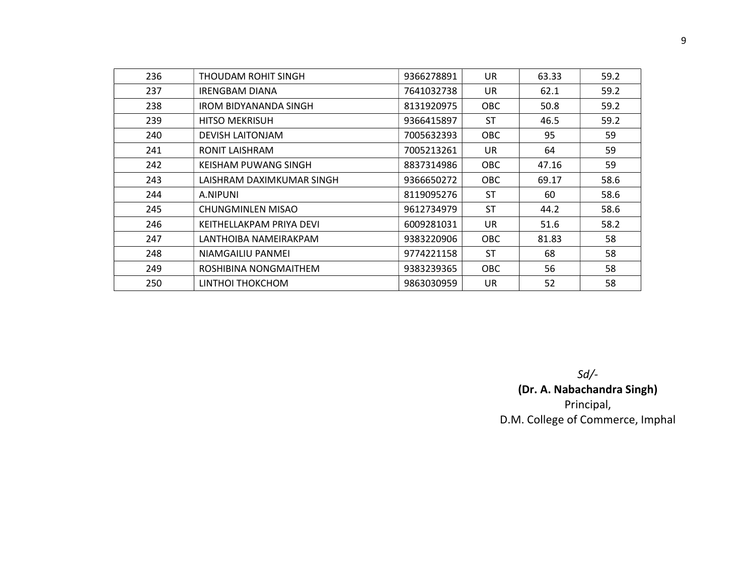| | | | | | |
|---|---|---|---|---|---|
| 236 | THOUDAM ROHIT SINGH | 9366278891 | UR | 63.33 | 59.2 |
| 237 | IRENGBAM DIANA | 7641032738 | UR | 62.1 | 59.2 |
| 238 | IROM BIDYANANDA SINGH | 8131920975 | OBC | 50.8 | 59.2 |
| 239 | HITSO MEKRISUH | 9366415897 | ST | 46.5 | 59.2 |
| 240 | DEVISH LAITONJAM | 7005632393 | OBC | 95 | 59 |
| 241 | RONIT LAISHRAM | 7005213261 | UR | 64 | 59 |
| 242 | KEISHAM PUWANG SINGH | 8837314986 | OBC | 47.16 | 59 |
| 243 | LAISHRAM DAXIMKUMAR SINGH | 9366650272 | OBC | 69.17 | 58.6 |
| 244 | A.NIPUNI | 8119095276 | ST | 60 | 58.6 |
| 245 | CHUNGMINLEN MISAO | 9612734979 | ST | 44.2 | 58.6 |
| 246 | KEITHELLAKPAM PRIYA DEVI | 6009281031 | UR | 51.6 | 58.2 |
| 247 | LANTHOIBA NAMEIRAKPAM | 9383220906 | OBC | 81.83 | 58 |
| 248 | NIAMGAILIU PANMEI | 9774221158 | ST | 68 | 58 |
| 249 | ROSHIBINA NONGMAITHEM | 9383239365 | OBC | 56 | 58 |
| 250 | LINTHOI THOKCHOM | 9863030959 | UR | 52 | 58 |

*Sd/-*

**(Dr. A. Nabachandra Singh)**

Principal,

D.M. College of Commerce, Imphal